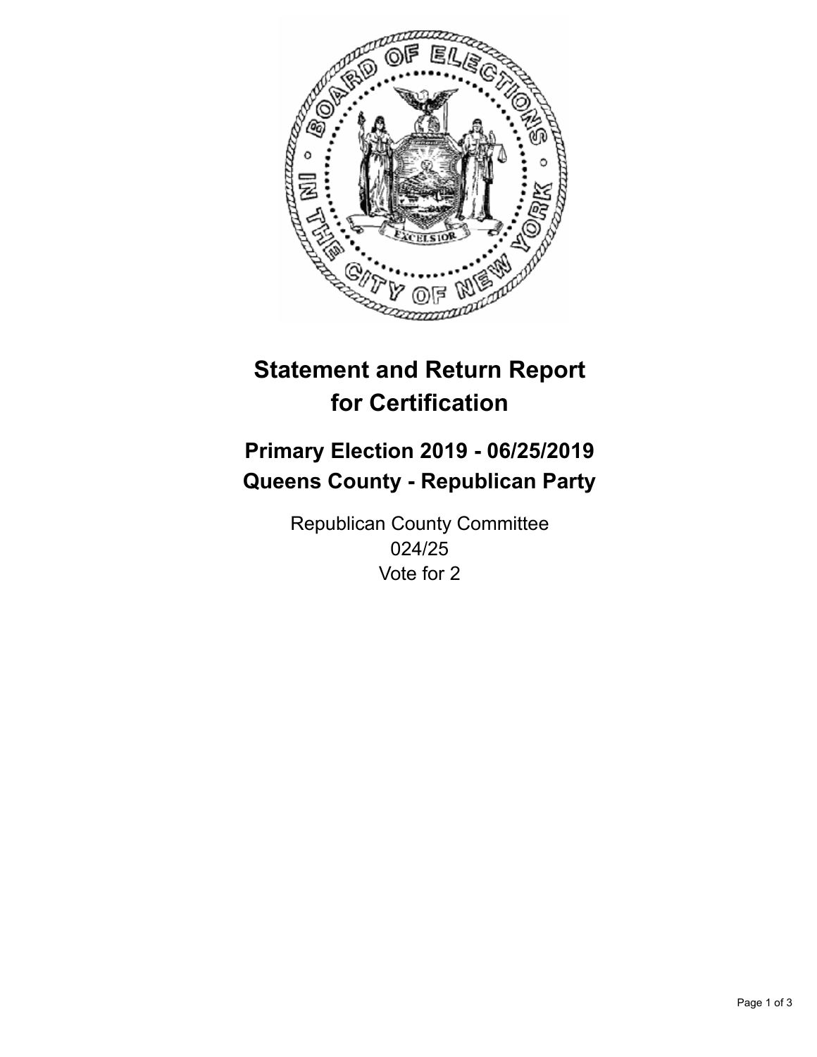# Statement and Return Report for Certification

## Primary Election 2019 - 06/25/2019
## Queens County - Republican Party

Republican County Committee
024/25
Vote for 2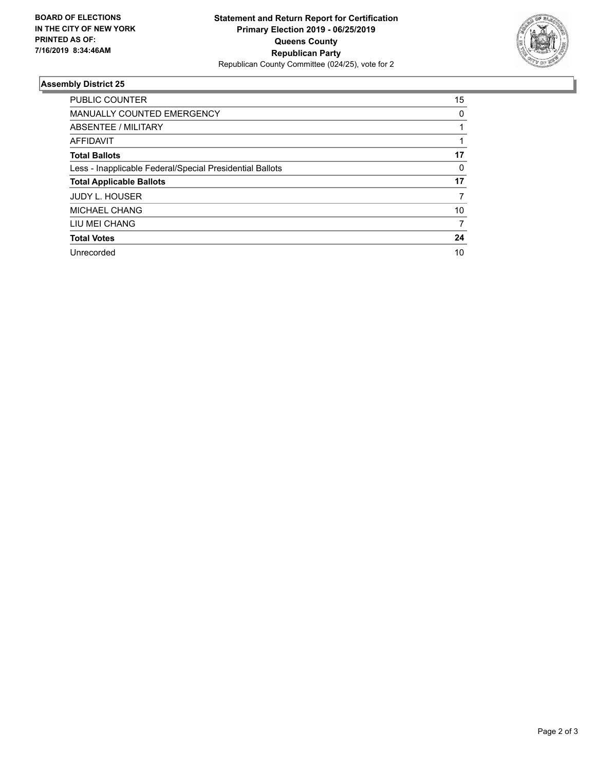**BOARD OF ELECTIONS IN THE CITY OF NEW YORK PRINTED AS OF: 7/16/2019 8:34:46AM**

**Statement and Return Report for Certification**
**Primary Election 2019 - 06/25/2019**
**Queens County**
**Republican Party**
Republican County Committee (024/25), vote for 2

## Assembly District 25

| | |
|---|---|
| PUBLIC COUNTER | 15 |
| MANUALLY COUNTED EMERGENCY | 0 |
| ABSENTEE / MILITARY | 1 |
| AFFIDAVIT | 1 |
| **Total Ballots** | **17** |
| Less - Inapplicable Federal/Special Presidential Ballots | 0 |
| **Total Applicable Ballots** | **17** |
| JUDY L. HOUSER | 7 |
| MICHAEL CHANG | 10 |
| LIU MEI CHANG | 7 |
| **Total Votes** | **24** |
| Unrecorded | 10 |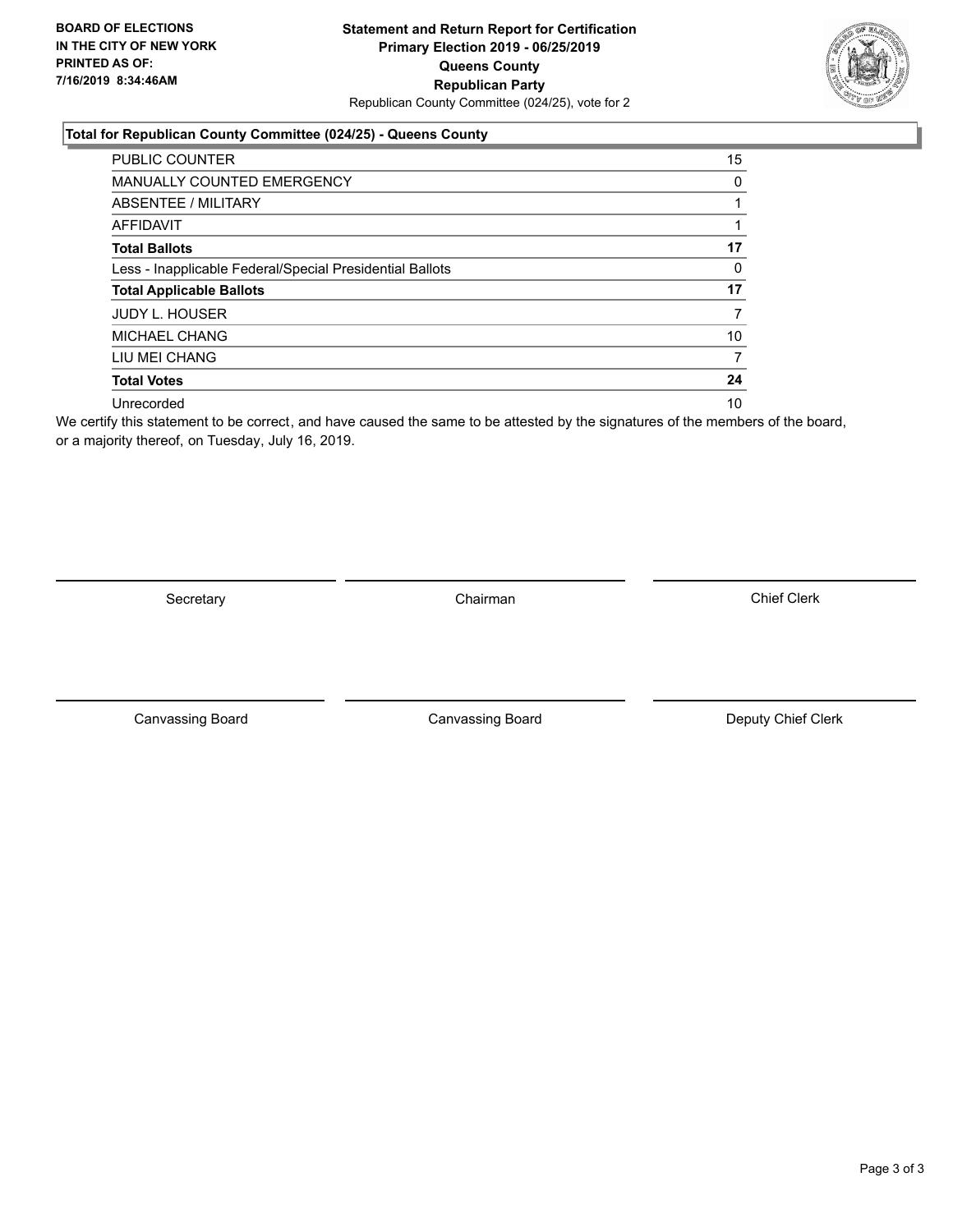**BOARD OF ELECTIONS IN THE CITY OF NEW YORK PRINTED AS OF: 7/16/2019 8:34:46AM**

**Statement and Return Report for Certification**
**Primary Election 2019 - 06/25/2019**
**Queens County**
**Republican Party**
Republican County Committee (024/25), vote for 2

**Total for Republican County Committee (024/25) - Queens County**

| | |
|---|---|
| PUBLIC COUNTER | 15 |
| MANUALLY COUNTED EMERGENCY | 0 |
| ABSENTEE / MILITARY | 1 |
| AFFIDAVIT | 1 |
| **Total Ballots** | **17** |
| Less - Inapplicable Federal/Special Presidential Ballots | 0 |
| **Total Applicable Ballots** | **17** |
| JUDY L. HOUSER | 7 |
| MICHAEL CHANG | 10 |
| LIU MEI CHANG | 7 |
| **Total Votes** | **24** |
| Unrecorded | 10 |

We certify this statement to be correct, and have caused the same to be attested by the signatures of the members of the board, or a majority thereof, on Tuesday, July 16, 2019.

Secretary

Chairman

Chief Clerk

Canvassing Board

Canvassing Board

Deputy Chief Clerk